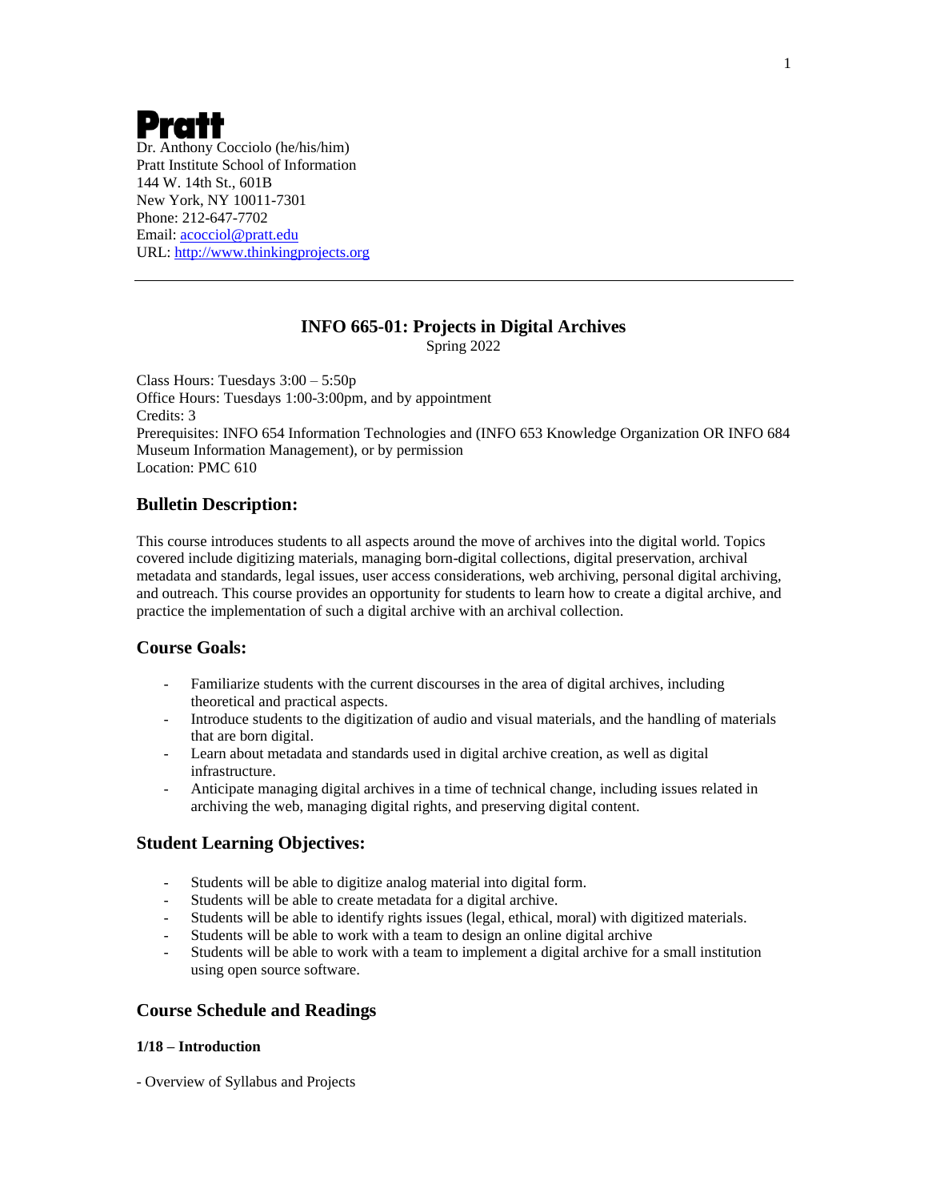**Pratt**

Dr. Anthony Cocciolo (he/his/him)
Pratt Institute School of Information
144 W. 14th St., 601B
New York, NY 10011-7301
Phone: 212-647-7702
Email: [acocciol@pratt.edu](mailto:acocciol@pratt.edu)
URL: [http://www.thinkingprojects.org](http://www.thinkingprojects.org)

---

# INFO 665-01: Projects in Digital Archives

Spring 2022

Class Hours: Tuesdays 3:00 – 5:50p
Office Hours: Tuesdays 1:00-3:00pm, and by appointment
Credits: 3
Prerequisites: INFO 654 Information Technologies and (INFO 653 Knowledge Organization OR INFO 684 Museum Information Management), or by permission
Location: PMC 610

## Bulletin Description:

This course introduces students to all aspects around the move of archives into the digital world. Topics covered include digitizing materials, managing born-digital collections, digital preservation, archival metadata and standards, legal issues, user access considerations, web archiving, personal digital archiving, and outreach. This course provides an opportunity for students to learn how to create a digital archive, and practice the implementation of such a digital archive with an archival collection.

## Course Goals:

- Familiarize students with the current discourses in the area of digital archives, including theoretical and practical aspects.
- Introduce students to the digitization of audio and visual materials, and the handling of materials that are born digital.
- Learn about metadata and standards used in digital archive creation, as well as digital infrastructure.
- Anticipate managing digital archives in a time of technical change, including issues related in archiving the web, managing digital rights, and preserving digital content.

## Student Learning Objectives:

- Students will be able to digitize analog material into digital form.
- Students will be able to create metadata for a digital archive.
- Students will be able to identify rights issues (legal, ethical, moral) with digitized materials.
- Students will be able to work with a team to design an online digital archive
- Students will be able to work with a team to implement a digital archive for a small institution using open source software.

## Course Schedule and Readings

### 1/18 – Introduction

- Overview of Syllabus and Projects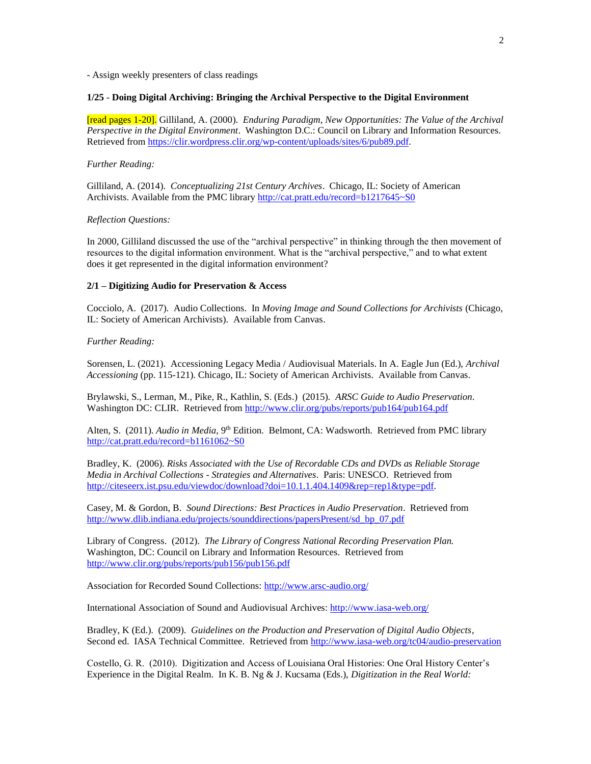- Assign weekly presenters of class readings

**1/25 - Doing Digital Archiving: Bringing the Archival Perspective to the Digital Environment**

[read pages 1-20]. Gilliland, A. (2000). *Enduring Paradigm, New Opportunities: The Value of the Archival Perspective in the Digital Environment*. Washington D.C.: Council on Library and Information Resources. Retrieved from https://clir.wordpress.clir.org/wp-content/uploads/sites/6/pub89.pdf.

*Further Reading:*

Gilliland, A. (2014). *Conceptualizing 21st Century Archives*. Chicago, IL: Society of American Archivists. Available from the PMC library http://cat.pratt.edu/record=b1217645~S0

*Reflection Questions:*

In 2000, Gilliland discussed the use of the "archival perspective" in thinking through the then movement of resources to the digital information environment. What is the "archival perspective," and to what extent does it get represented in the digital information environment?

**2/1 – Digitizing Audio for Preservation & Access**

Cocciolo, A. (2017). Audio Collections. In *Moving Image and Sound Collections for Archivists* (Chicago, IL: Society of American Archivists). Available from Canvas.

*Further Reading:*

Sorensen, L. (2021). Accessioning Legacy Media / Audiovisual Materials. In A. Eagle Jun (Ed.), *Archival Accessioning* (pp. 115-121). Chicago, IL: Society of American Archivists. Available from Canvas.

Brylawski, S., Lerman, M., Pike, R., Kathlin, S. (Eds.) (2015). *ARSC Guide to Audio Preservation*. Washington DC: CLIR. Retrieved from http://www.clir.org/pubs/reports/pub164/pub164.pdf

Alten, S. (2011). *Audio in Media*, 9th Edition. Belmont, CA: Wadsworth. Retrieved from PMC library http://cat.pratt.edu/record=b1161062~S0

Bradley, K. (2006). *Risks Associated with the Use of Recordable CDs and DVDs as Reliable Storage Media in Archival Collections - Strategies and Alternatives*. Paris: UNESCO. Retrieved from http://citeseerx.ist.psu.edu/viewdoc/download?doi=10.1.1.404.1409&rep=rep1&type=pdf.

Casey, M. & Gordon, B. *Sound Directions: Best Practices in Audio Preservation*. Retrieved from http://www.dlib.indiana.edu/projects/sounddirections/papersPresent/sd_bp_07.pdf

Library of Congress. (2012). *The Library of Congress National Recording Preservation Plan.* Washington, DC: Council on Library and Information Resources. Retrieved from http://www.clir.org/pubs/reports/pub156/pub156.pdf

Association for Recorded Sound Collections: http://www.arsc-audio.org/

International Association of Sound and Audiovisual Archives: http://www.iasa-web.org/

Bradley, K (Ed.). (2009). *Guidelines on the Production and Preservation of Digital Audio Objects*, Second ed. IASA Technical Committee. Retrieved from http://www.iasa-web.org/tc04/audio-preservation

Costello, G. R. (2010). Digitization and Access of Louisiana Oral Histories: One Oral History Center's Experience in the Digital Realm. In K. B. Ng & J. Kucsama (Eds.), *Digitization in the Real World:*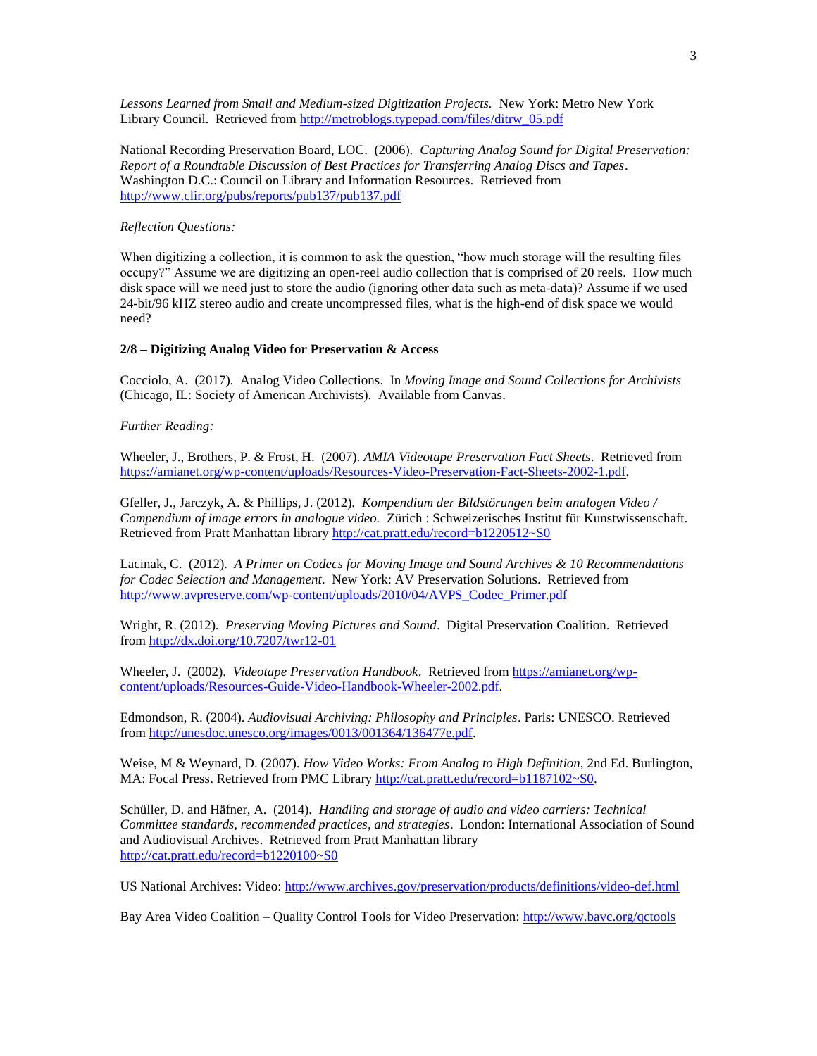*Lessons Learned from Small and Medium-sized Digitization Projects.* New York: Metro New York Library Council. Retrieved from http://metroblogs.typepad.com/files/ditrw_05.pdf

National Recording Preservation Board, LOC. (2006). *Capturing Analog Sound for Digital Preservation: Report of a Roundtable Discussion of Best Practices for Transferring Analog Discs and Tapes*. Washington D.C.: Council on Library and Information Resources. Retrieved from http://www.clir.org/pubs/reports/pub137/pub137.pdf

*Reflection Questions:*

When digitizing a collection, it is common to ask the question, "how much storage will the resulting files occupy?" Assume we are digitizing an open-reel audio collection that is comprised of 20 reels. How much disk space will we need just to store the audio (ignoring other data such as meta-data)? Assume if we used 24-bit/96 kHZ stereo audio and create uncompressed files, what is the high-end of disk space we would need?

**2/8 – Digitizing Analog Video for Preservation & Access**

Cocciolo, A. (2017). Analog Video Collections. In *Moving Image and Sound Collections for Archivists* (Chicago, IL: Society of American Archivists). Available from Canvas.

*Further Reading:*

Wheeler, J., Brothers, P. & Frost, H. (2007). *AMIA Videotape Preservation Fact Sheets*. Retrieved from https://amianet.org/wp-content/uploads/Resources-Video-Preservation-Fact-Sheets-2002-1.pdf.

Gfeller, J., Jarczyk, A. & Phillips, J. (2012). *Kompendium der Bildstörungen beim analogen Video / Compendium of image errors in analogue video.* Zürich : Schweizerisches Institut für Kunstwissenschaft. Retrieved from Pratt Manhattan library http://cat.pratt.edu/record=b1220512~S0

Lacinak, C. (2012). *A Primer on Codecs for Moving Image and Sound Archives & 10 Recommendations for Codec Selection and Management*. New York: AV Preservation Solutions. Retrieved from http://www.avpreserve.com/wp-content/uploads/2010/04/AVPS_Codec_Primer.pdf

Wright, R. (2012). *Preserving Moving Pictures and Sound*. Digital Preservation Coalition. Retrieved from http://dx.doi.org/10.7207/twr12-01

Wheeler, J. (2002). *Videotape Preservation Handbook*. Retrieved from https://amianet.org/wp-content/uploads/Resources-Guide-Video-Handbook-Wheeler-2002.pdf.

Edmondson, R. (2004). *Audiovisual Archiving: Philosophy and Principles*. Paris: UNESCO. Retrieved from http://unesdoc.unesco.org/images/0013/001364/136477e.pdf.

Weise, M & Weynard, D. (2007). *How Video Works: From Analog to High Definition*, 2nd Ed. Burlington, MA: Focal Press. Retrieved from PMC Library http://cat.pratt.edu/record=b1187102~S0.

Schüller, D. and Häfner, A. (2014). *Handling and storage of audio and video carriers: Technical Committee standards, recommended practices, and strategies*. London: International Association of Sound and Audiovisual Archives. Retrieved from Pratt Manhattan library http://cat.pratt.edu/record=b1220100~S0

US National Archives: Video: http://www.archives.gov/preservation/products/definitions/video-def.html

Bay Area Video Coalition – Quality Control Tools for Video Preservation: http://www.bavc.org/qctools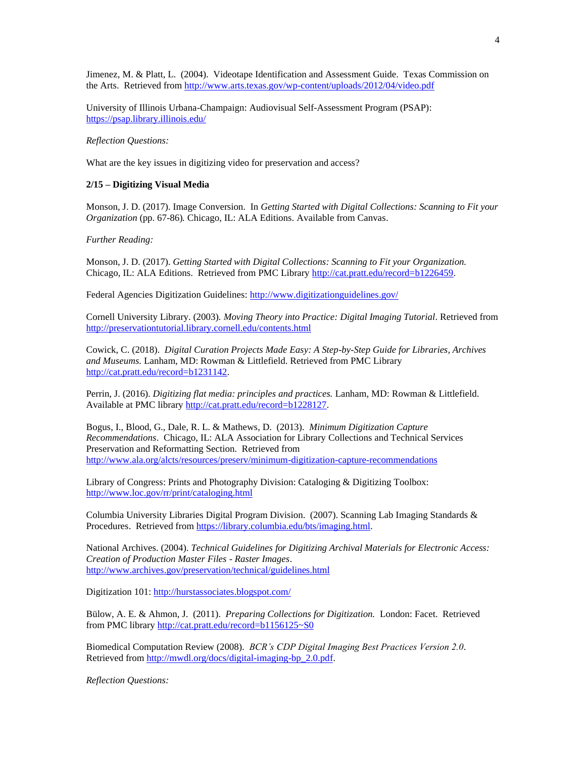Jimenez, M. & Platt, L. (2004). Videotape Identification and Assessment Guide. Texas Commission on the Arts. Retrieved from http://www.arts.texas.gov/wp-content/uploads/2012/04/video.pdf

University of Illinois Urbana-Champaign: Audiovisual Self-Assessment Program (PSAP): https://psap.library.illinois.edu/

*Reflection Questions:*

What are the key issues in digitizing video for preservation and access?

**2/15 – Digitizing Visual Media**

Monson, J. D. (2017). Image Conversion. In *Getting Started with Digital Collections: Scanning to Fit your Organization* (pp. 67-86)*.* Chicago, IL: ALA Editions. Available from Canvas.

*Further Reading:*

Monson, J. D. (2017). *Getting Started with Digital Collections: Scanning to Fit your Organization.* Chicago, IL: ALA Editions. Retrieved from PMC Library http://cat.pratt.edu/record=b1226459.

Federal Agencies Digitization Guidelines: http://www.digitizationguidelines.gov/

Cornell University Library. (2003). *Moving Theory into Practice: Digital Imaging Tutorial*. Retrieved from http://preservationtutorial.library.cornell.edu/contents.html

Cowick, C. (2018). *Digital Curation Projects Made Easy: A Step-by-Step Guide for Libraries, Archives and Museums.* Lanham, MD: Rowman & Littlefield. Retrieved from PMC Library http://cat.pratt.edu/record=b1231142.

Perrin, J. (2016). *Digitizing flat media: principles and practices.* Lanham, MD: Rowman & Littlefield. Available at PMC library http://cat.pratt.edu/record=b1228127.

Bogus, I., Blood, G., Dale, R. L. & Mathews, D. (2013). *Minimum Digitization Capture Recommendations*. Chicago, IL: ALA Association for Library Collections and Technical Services Preservation and Reformatting Section. Retrieved from http://www.ala.org/alcts/resources/preserv/minimum-digitization-capture-recommendations

Library of Congress: Prints and Photography Division: Cataloging & Digitizing Toolbox: http://www.loc.gov/rr/print/cataloging.html

Columbia University Libraries Digital Program Division. (2007). Scanning Lab Imaging Standards & Procedures. Retrieved from https://library.columbia.edu/bts/imaging.html.

National Archives. (2004). *Technical Guidelines for Digitizing Archival Materials for Electronic Access: Creation of Production Master Files - Raster Images*. http://www.archives.gov/preservation/technical/guidelines.html

Digitization 101: http://hurstassociates.blogspot.com/

Bülow, A. E. & Ahmon, J. (2011). *Preparing Collections for Digitization.* London: Facet. Retrieved from PMC library http://cat.pratt.edu/record=b1156125~S0

Biomedical Computation Review (2008). *BCR's CDP Digital Imaging Best Practices Version 2.0*. Retrieved from http://mwdl.org/docs/digital-imaging-bp_2.0.pdf.

*Reflection Questions:*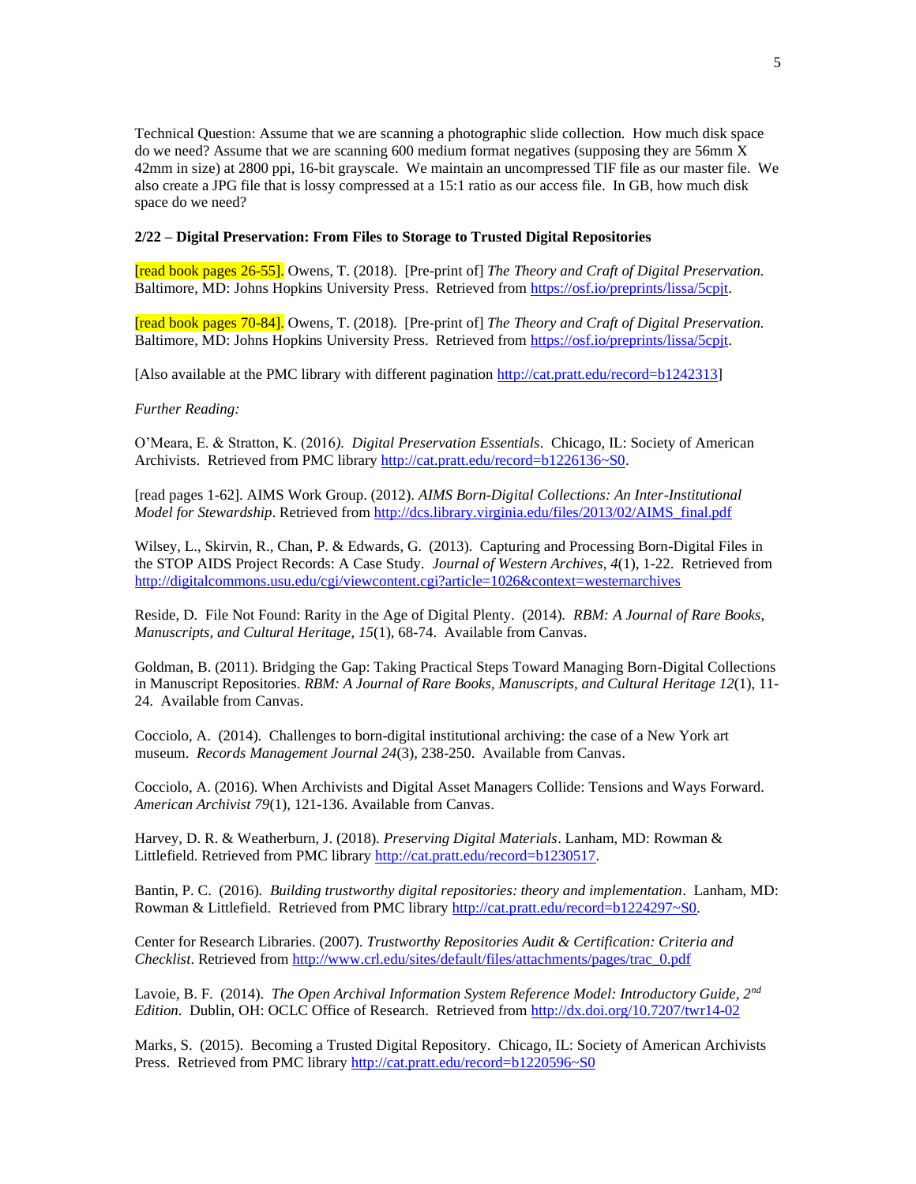Technical Question: Assume that we are scanning a photographic slide collection. How much disk space do we need? Assume that we are scanning 600 medium format negatives (supposing they are 56mm X 42mm in size) at 2800 ppi, 16-bit grayscale. We maintain an uncompressed TIF file as our master file. We also create a JPG file that is lossy compressed at a 15:1 ratio as our access file. In GB, how much disk space do we need?

**2/22 – Digital Preservation: From Files to Storage to Trusted Digital Repositories**

[read book pages 26-55]. Owens, T. (2018). [Pre-print of] *The Theory and Craft of Digital Preservation.* Baltimore, MD: Johns Hopkins University Press. Retrieved from https://osf.io/preprints/lissa/5cpjt.

[read book pages 70-84]. Owens, T. (2018). [Pre-print of] *The Theory and Craft of Digital Preservation.* Baltimore, MD: Johns Hopkins University Press. Retrieved from https://osf.io/preprints/lissa/5cpjt.

[Also available at the PMC library with different pagination http://cat.pratt.edu/record=b1242313]

*Further Reading:*

O'Meara, E. & Stratton, K. (2016*). Digital Preservation Essentials*. Chicago, IL: Society of American Archivists. Retrieved from PMC library http://cat.pratt.edu/record=b1226136~S0.

[read pages 1-62]. AIMS Work Group. (2012). *AIMS Born-Digital Collections: An Inter-Institutional Model for Stewardship*. Retrieved from http://dcs.library.virginia.edu/files/2013/02/AIMS_final.pdf

Wilsey, L., Skirvin, R., Chan, P. & Edwards, G. (2013). Capturing and Processing Born-Digital Files in the STOP AIDS Project Records: A Case Study. *Journal of Western Archives, 4*(1), 1-22. Retrieved from http://digitalcommons.usu.edu/cgi/viewcontent.cgi?article=1026&context=westernarchives

Reside, D. File Not Found: Rarity in the Age of Digital Plenty. (2014). *RBM: A Journal of Rare Books, Manuscripts, and Cultural Heritage, 15*(1), 68-74. Available from Canvas.

Goldman, B. (2011). Bridging the Gap: Taking Practical Steps Toward Managing Born-Digital Collections in Manuscript Repositories. *RBM: A Journal of Rare Books, Manuscripts, and Cultural Heritage 12*(1), 11-24. Available from Canvas.

Cocciolo, A. (2014). Challenges to born-digital institutional archiving: the case of a New York art museum. *Records Management Journal 24*(3), 238-250. Available from Canvas.

Cocciolo, A. (2016). When Archivists and Digital Asset Managers Collide: Tensions and Ways Forward. *American Archivist 79*(1), 121-136. Available from Canvas.

Harvey, D. R. & Weatherburn, J. (2018). *Preserving Digital Materials*. Lanham, MD: Rowman & Littlefield. Retrieved from PMC library http://cat.pratt.edu/record=b1230517.

Bantin, P. C. (2016). *Building trustworthy digital repositories: theory and implementation*. Lanham, MD: Rowman & Littlefield. Retrieved from PMC library http://cat.pratt.edu/record=b1224297~S0.

Center for Research Libraries. (2007). *Trustworthy Repositories Audit & Certification: Criteria and Checklist*. Retrieved from http://www.crl.edu/sites/default/files/attachments/pages/trac_0.pdf

Lavoie, B. F. (2014). *The Open Archival Information System Reference Model: Introductory Guide, 2nd Edition*. Dublin, OH: OCLC Office of Research. Retrieved from http://dx.doi.org/10.7207/twr14-02

Marks, S. (2015). Becoming a Trusted Digital Repository. Chicago, IL: Society of American Archivists Press. Retrieved from PMC library http://cat.pratt.edu/record=b1220596~S0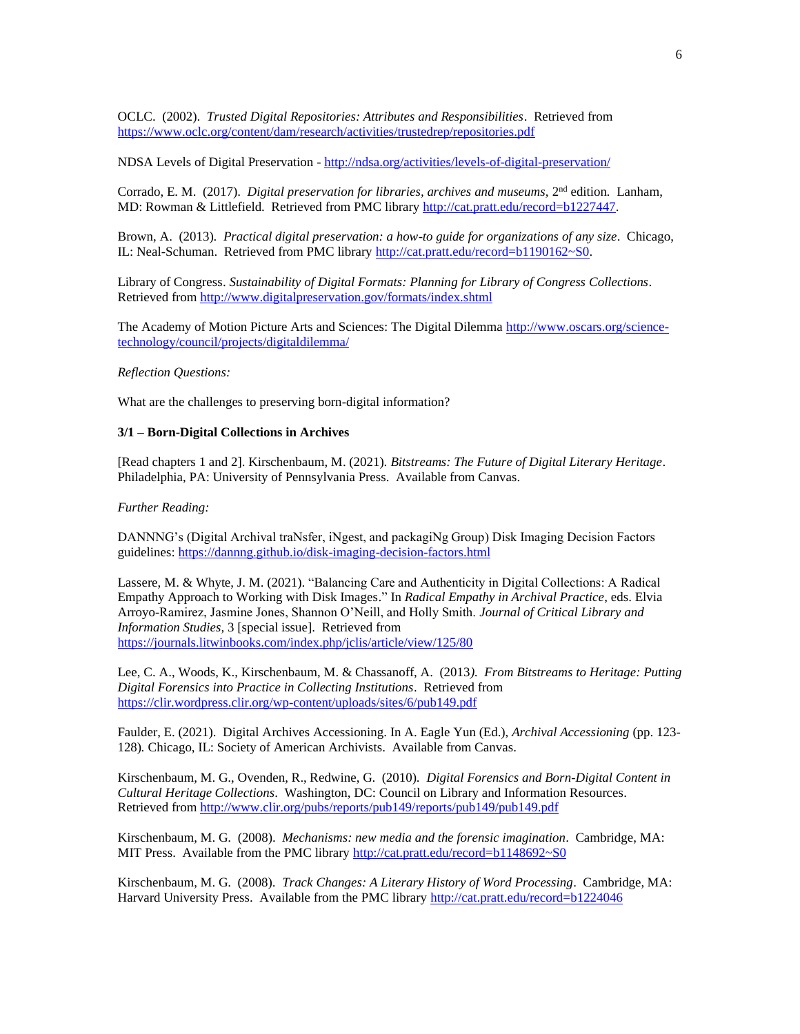OCLC. (2002). *Trusted Digital Repositories: Attributes and Responsibilities*. Retrieved from https://www.oclc.org/content/dam/research/activities/trustedrep/repositories.pdf

NDSA Levels of Digital Preservation - http://ndsa.org/activities/levels-of-digital-preservation/

Corrado, E. M. (2017). *Digital preservation for libraries, archives and museums,* 2nd edition. Lanham, MD: Rowman & Littlefield. Retrieved from PMC library http://cat.pratt.edu/record=b1227447.

Brown, A. (2013). *Practical digital preservation: a how-to guide for organizations of any size*. Chicago, IL: Neal-Schuman. Retrieved from PMC library http://cat.pratt.edu/record=b1190162~S0.

Library of Congress. *Sustainability of Digital Formats: Planning for Library of Congress Collections*. Retrieved from http://www.digitalpreservation.gov/formats/index.shtml

The Academy of Motion Picture Arts and Sciences: The Digital Dilemma http://www.oscars.org/science-technology/council/projects/digitaldilemma/

*Reflection Questions:*

What are the challenges to preserving born-digital information?

**3/1 – Born-Digital Collections in Archives**

[Read chapters 1 and 2]. Kirschenbaum, M. (2021). *Bitstreams: The Future of Digital Literary Heritage*. Philadelphia, PA: University of Pennsylvania Press. Available from Canvas.

*Further Reading:*

DANNNG's (Digital Archival traNsfer, iNgest, and packagiNg Group) Disk Imaging Decision Factors guidelines: https://dannng.github.io/disk-imaging-decision-factors.html

Lassere, M. & Whyte, J. M. (2021). "Balancing Care and Authenticity in Digital Collections: A Radical Empathy Approach to Working with Disk Images." In *Radical Empathy in Archival Practice*, eds. Elvia Arroyo-Ramirez, Jasmine Jones, Shannon O'Neill, and Holly Smith. *Journal of Critical Library and Information Studies,* 3 [special issue]. Retrieved from https://journals.litwinbooks.com/index.php/jclis/article/view/125/80

Lee, C. A., Woods, K., Kirschenbaum, M. & Chassanoff, A. (2013). *From Bitstreams to Heritage: Putting Digital Forensics into Practice in Collecting Institutions*. Retrieved from https://clir.wordpress.clir.org/wp-content/uploads/sites/6/pub149.pdf

Faulder, E. (2021). Digital Archives Accessioning. In A. Eagle Yun (Ed.), *Archival Accessioning* (pp. 123-128). Chicago, IL: Society of American Archivists. Available from Canvas.

Kirschenbaum, M. G., Ovenden, R., Redwine, G. (2010). *Digital Forensics and Born-Digital Content in Cultural Heritage Collections*. Washington, DC: Council on Library and Information Resources. Retrieved from http://www.clir.org/pubs/reports/pub149/reports/pub149/pub149.pdf

Kirschenbaum, M. G. (2008). *Mechanisms: new media and the forensic imagination*. Cambridge, MA: MIT Press. Available from the PMC library http://cat.pratt.edu/record=b1148692~S0

Kirschenbaum, M. G. (2008). *Track Changes: A Literary History of Word Processing*. Cambridge, MA: Harvard University Press. Available from the PMC library http://cat.pratt.edu/record=b1224046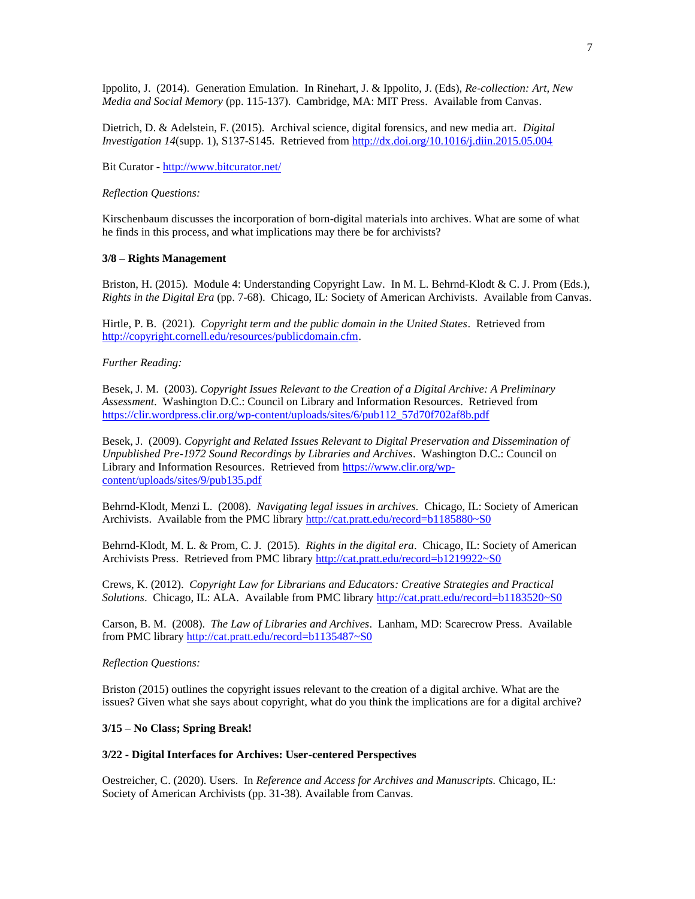Ippolito, J. (2014). Generation Emulation. In Rinehart, J. & Ippolito, J. (Eds), *Re-collection: Art, New Media and Social Memory* (pp. 115-137). Cambridge, MA: MIT Press. Available from Canvas.

Dietrich, D. & Adelstein, F. (2015). Archival science, digital forensics, and new media art. *Digital Investigation 14*(supp. 1), S137-S145. Retrieved from http://dx.doi.org/10.1016/j.diin.2015.05.004

Bit Curator - http://www.bitcurator.net/

*Reflection Questions:*

Kirschenbaum discusses the incorporation of born-digital materials into archives. What are some of what he finds in this process, and what implications may there be for archivists?

**3/8 – Rights Management**

Briston, H. (2015). Module 4: Understanding Copyright Law. In M. L. Behrnd-Klodt & C. J. Prom (Eds.), *Rights in the Digital Era* (pp. 7-68). Chicago, IL: Society of American Archivists. Available from Canvas.

Hirtle, P. B. (2021). *Copyright term and the public domain in the United States*. Retrieved from http://copyright.cornell.edu/resources/publicdomain.cfm.

*Further Reading:*

Besek, J. M. (2003). *Copyright Issues Relevant to the Creation of a Digital Archive: A Preliminary Assessment*. Washington D.C.: Council on Library and Information Resources. Retrieved from https://clir.wordpress.clir.org/wp-content/uploads/sites/6/pub112_57d70f702af8b.pdf

Besek, J. (2009). *Copyright and Related Issues Relevant to Digital Preservation and Dissemination of Unpublished Pre-1972 Sound Recordings by Libraries and Archives*. Washington D.C.: Council on Library and Information Resources. Retrieved from https://www.clir.org/wp-content/uploads/sites/9/pub135.pdf

Behrnd-Klodt, Menzi L. (2008). *Navigating legal issues in archives.* Chicago, IL: Society of American Archivists. Available from the PMC library http://cat.pratt.edu/record=b1185880~S0

Behrnd-Klodt, M. L. & Prom, C. J. (2015). *Rights in the digital era*. Chicago, IL: Society of American Archivists Press. Retrieved from PMC library http://cat.pratt.edu/record=b1219922~S0

Crews, K. (2012). *Copyright Law for Librarians and Educators: Creative Strategies and Practical Solutions*. Chicago, IL: ALA. Available from PMC library http://cat.pratt.edu/record=b1183520~S0

Carson, B. M. (2008). *The Law of Libraries and Archives*. Lanham, MD: Scarecrow Press. Available from PMC library http://cat.pratt.edu/record=b1135487~S0

*Reflection Questions:*

Briston (2015) outlines the copyright issues relevant to the creation of a digital archive. What are the issues? Given what she says about copyright, what do you think the implications are for a digital archive?

**3/15 – No Class; Spring Break!**

**3/22 - Digital Interfaces for Archives: User-centered Perspectives**

Oestreicher, C. (2020). Users. In *Reference and Access for Archives and Manuscripts.* Chicago, IL: Society of American Archivists (pp. 31-38). Available from Canvas.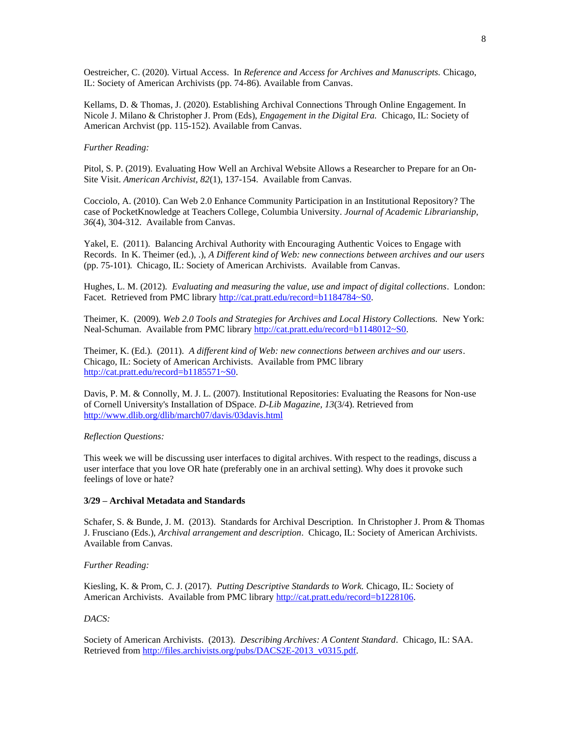Oestreicher, C. (2020). Virtual Access. In *Reference and Access for Archives and Manuscripts.* Chicago, IL: Society of American Archivists (pp. 74-86). Available from Canvas.

Kellams, D. & Thomas, J. (2020). Establishing Archival Connections Through Online Engagement. In Nicole J. Milano & Christopher J. Prom (Eds), *Engagement in the Digital Era.* Chicago, IL: Society of American Archvist (pp. 115-152). Available from Canvas.

*Further Reading:*

Pitol, S. P. (2019). Evaluating How Well an Archival Website Allows a Researcher to Prepare for an On-Site Visit. *American Archivist, 82*(1), 137-154. Available from Canvas.

Cocciolo, A. (2010). Can Web 2.0 Enhance Community Participation in an Institutional Repository? The case of PocketKnowledge at Teachers College, Columbia University. *Journal of Academic Librarianship, 36*(4), 304-312. Available from Canvas.

Yakel, E. (2011). Balancing Archival Authority with Encouraging Authentic Voices to Engage with Records. In K. Theimer (ed.), .), *A Different kind of Web: new connections between archives and our users* (pp. 75-101). Chicago, IL: Society of American Archivists. Available from Canvas.

Hughes, L. M. (2012). *Evaluating and measuring the value, use and impact of digital collections*. London: Facet. Retrieved from PMC library http://cat.pratt.edu/record=b1184784~S0.

Theimer, K. (2009). *Web 2.0 Tools and Strategies for Archives and Local History Collections.* New York: Neal-Schuman. Available from PMC library http://cat.pratt.edu/record=b1148012~S0.

Theimer, K. (Ed.). (2011). *A different kind of Web: new connections between archives and our users*. Chicago, IL: Society of American Archivists. Available from PMC library http://cat.pratt.edu/record=b1185571~S0.

Davis, P. M. & Connolly, M. J. L. (2007). Institutional Repositories: Evaluating the Reasons for Non-use of Cornell University's Installation of DSpace. *D-Lib Magazine, 13*(3/4). Retrieved from http://www.dlib.org/dlib/march07/davis/03davis.html

*Reflection Questions:*

This week we will be discussing user interfaces to digital archives. With respect to the readings, discuss a user interface that you love OR hate (preferably one in an archival setting). Why does it provoke such feelings of love or hate?

**3/29 – Archival Metadata and Standards**

Schafer, S. & Bunde, J. M. (2013). Standards for Archival Description. In Christopher J. Prom & Thomas J. Frusciano (Eds.), *Archival arrangement and description*. Chicago, IL: Society of American Archivists. Available from Canvas.

*Further Reading:*

Kiesling, K. & Prom, C. J. (2017). *Putting Descriptive Standards to Work.* Chicago, IL: Society of American Archivists. Available from PMC library http://cat.pratt.edu/record=b1228106.

*DACS:*

Society of American Archivists. (2013). *Describing Archives: A Content Standard*. Chicago, IL: SAA. Retrieved from http://files.archivists.org/pubs/DACS2E-2013_v0315.pdf.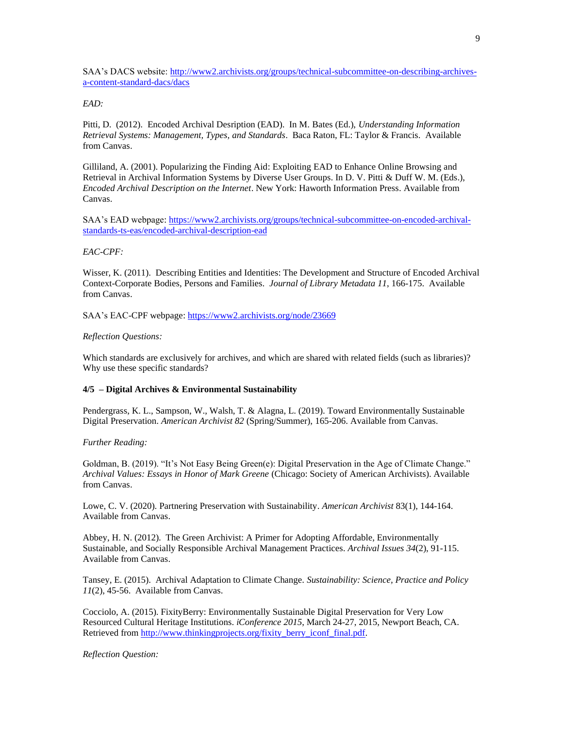SAA's DACS website: http://www2.archivists.org/groups/technical-subcommittee-on-describing-archives-a-content-standard-dacs/dacs

*EAD:*

Pitti, D. (2012). Encoded Archival Desription (EAD). In M. Bates (Ed.), *Understanding Information Retrieval Systems: Management, Types, and Standards*. Baca Raton, FL: Taylor & Francis. Available from Canvas.

Gilliland, A. (2001). Popularizing the Finding Aid: Exploiting EAD to Enhance Online Browsing and Retrieval in Archival Information Systems by Diverse User Groups. In D. V. Pitti & Duff W. M. (Eds.), *Encoded Archival Description on the Internet*. New York: Haworth Information Press. Available from Canvas.

SAA's EAD webpage: https://www2.archivists.org/groups/technical-subcommittee-on-encoded-archival-standards-ts-eas/encoded-archival-description-ead

*EAC-CPF:*

Wisser, K. (2011). Describing Entities and Identities: The Development and Structure of Encoded Archival Context-Corporate Bodies, Persons and Families. *Journal of Library Metadata 11*, 166-175. Available from Canvas.

SAA's EAC-CPF webpage: https://www2.archivists.org/node/23669

*Reflection Questions:*

Which standards are exclusively for archives, and which are shared with related fields (such as libraries)? Why use these specific standards?

**4/5 – Digital Archives & Environmental Sustainability**

Pendergrass, K. L., Sampson, W., Walsh, T. & Alagna, L. (2019). Toward Environmentally Sustainable Digital Preservation. *American Archivist 82* (Spring/Summer), 165-206. Available from Canvas.

*Further Reading:*

Goldman, B. (2019). "It's Not Easy Being Green(e): Digital Preservation in the Age of Climate Change." *Archival Values: Essays in Honor of Mark Greene* (Chicago: Society of American Archivists). Available from Canvas.

Lowe, C. V. (2020). Partnering Preservation with Sustainability. *American Archivist* 83(1), 144-164. Available from Canvas.

Abbey, H. N. (2012). The Green Archivist: A Primer for Adopting Affordable, Environmentally Sustainable, and Socially Responsible Archival Management Practices. *Archival Issues 34*(2), 91-115. Available from Canvas.

Tansey, E. (2015). Archival Adaptation to Climate Change. *Sustainability: Science, Practice and Policy 11*(2), 45-56. Available from Canvas.

Cocciolo, A. (2015). FixityBerry: Environmentally Sustainable Digital Preservation for Very Low Resourced Cultural Heritage Institutions. *iConference 2015*, March 24-27, 2015, Newport Beach, CA. Retrieved from http://www.thinkingprojects.org/fixity_berry_iconf_final.pdf.

*Reflection Question:*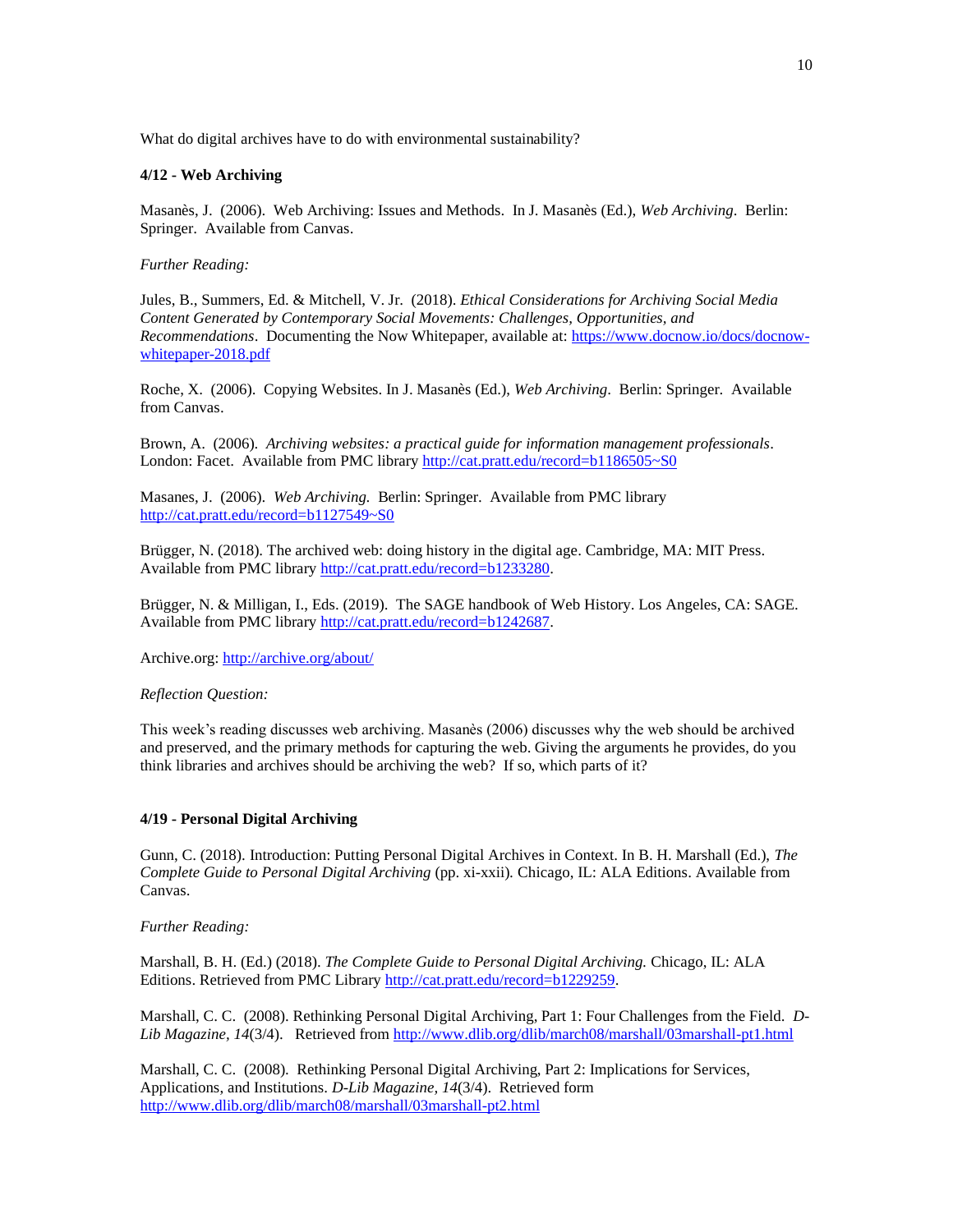What do digital archives have to do with environmental sustainability?

**4/12 - Web Archiving**

Masanès, J. (2006). Web Archiving: Issues and Methods. In J. Masanès (Ed.), *Web Archiving*. Berlin: Springer. Available from Canvas.

*Further Reading:*

Jules, B., Summers, Ed. & Mitchell, V. Jr. (2018). *Ethical Considerations for Archiving Social Media Content Generated by Contemporary Social Movements: Challenges, Opportunities, and Recommendations*. Documenting the Now Whitepaper, available at: https://www.docnow.io/docs/docnow-whitepaper-2018.pdf

Roche, X. (2006). Copying Websites. In J. Masanès (Ed.), *Web Archiving*. Berlin: Springer. Available from Canvas.

Brown, A. (2006). *Archiving websites: a practical guide for information management professionals*. London: Facet. Available from PMC library http://cat.pratt.edu/record=b1186505~S0

Masanes, J. (2006). *Web Archiving.* Berlin: Springer. Available from PMC library http://cat.pratt.edu/record=b1127549~S0

Brügger, N. (2018). The archived web: doing history in the digital age. Cambridge, MA: MIT Press. Available from PMC library http://cat.pratt.edu/record=b1233280.

Brügger, N. & Milligan, I., Eds. (2019). The SAGE handbook of Web History. Los Angeles, CA: SAGE. Available from PMC library http://cat.pratt.edu/record=b1242687.

Archive.org: http://archive.org/about/

*Reflection Question:*

This week's reading discusses web archiving. Masanès (2006) discusses why the web should be archived and preserved, and the primary methods for capturing the web. Giving the arguments he provides, do you think libraries and archives should be archiving the web? If so, which parts of it?

**4/19 - Personal Digital Archiving**

Gunn, C. (2018). Introduction: Putting Personal Digital Archives in Context. In B. H. Marshall (Ed.), *The Complete Guide to Personal Digital Archiving* (pp. xi-xxii)*.* Chicago, IL: ALA Editions. Available from Canvas.

*Further Reading:*

Marshall, B. H. (Ed.) (2018). *The Complete Guide to Personal Digital Archiving.* Chicago, IL: ALA Editions. Retrieved from PMC Library http://cat.pratt.edu/record=b1229259.

Marshall, C. C. (2008). Rethinking Personal Digital Archiving, Part 1: Four Challenges from the Field. *D-Lib Magazine, 14*(3/4). Retrieved from http://www.dlib.org/dlib/march08/marshall/03marshall-pt1.html

Marshall, C. C. (2008). Rethinking Personal Digital Archiving, Part 2: Implications for Services, Applications, and Institutions. *D-Lib Magazine, 14*(3/4). Retrieved form http://www.dlib.org/dlib/march08/marshall/03marshall-pt2.html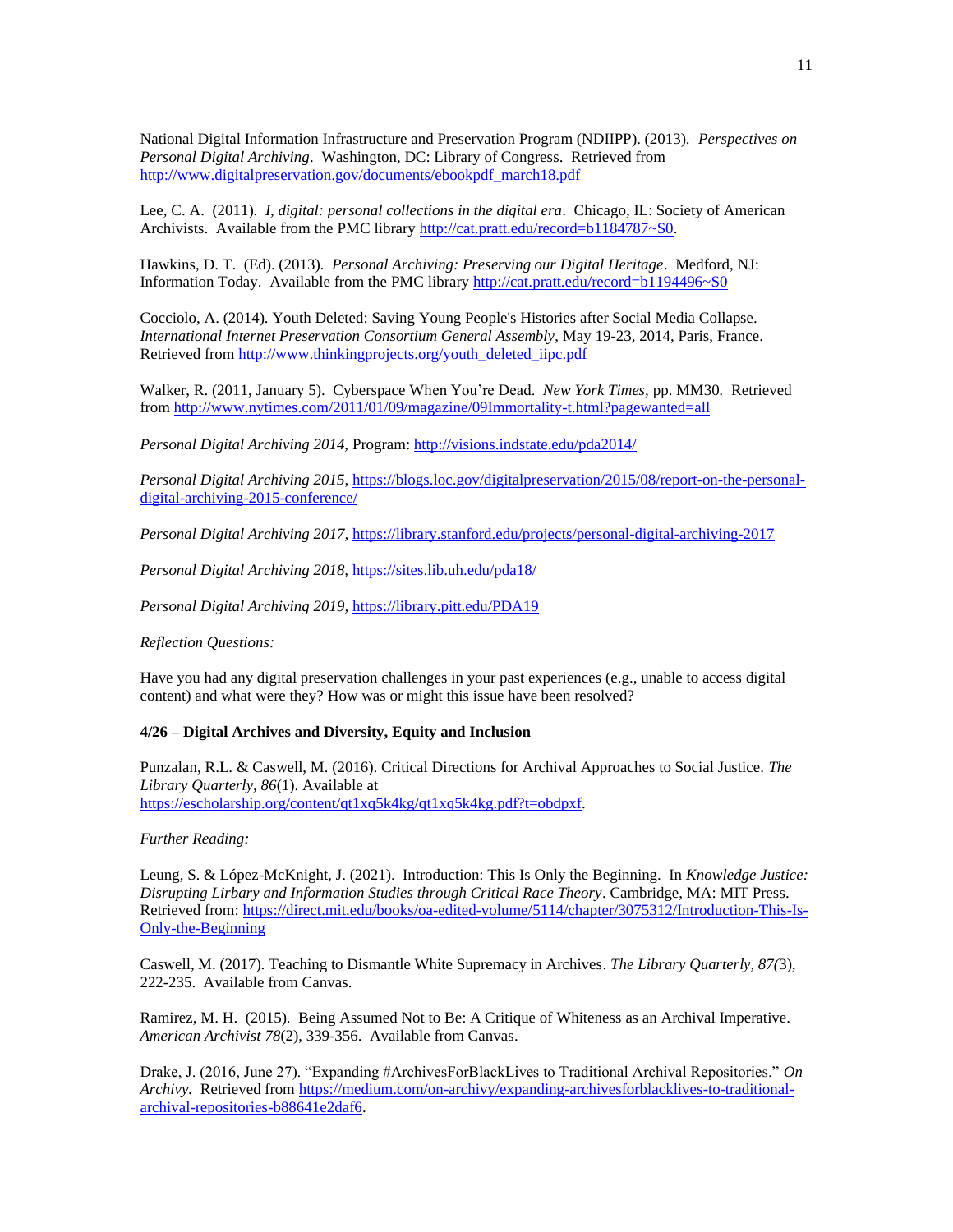National Digital Information Infrastructure and Preservation Program (NDIIPP). (2013). *Perspectives on Personal Digital Archiving*. Washington, DC: Library of Congress. Retrieved from http://www.digitalpreservation.gov/documents/ebookpdf_march18.pdf

Lee, C. A. (2011). *I, digital: personal collections in the digital era*. Chicago, IL: Society of American Archivists. Available from the PMC library http://cat.pratt.edu/record=b1184787~S0.

Hawkins, D. T. (Ed). (2013). *Personal Archiving: Preserving our Digital Heritage*. Medford, NJ: Information Today. Available from the PMC library http://cat.pratt.edu/record=b1194496~S0

Cocciolo, A. (2014). Youth Deleted: Saving Young People's Histories after Social Media Collapse. *International Internet Preservation Consortium General Assembly*, May 19-23, 2014, Paris, France. Retrieved from http://www.thinkingprojects.org/youth_deleted_iipc.pdf

Walker, R. (2011, January 5). Cyberspace When You're Dead. *New York Times*, pp. MM30. Retrieved from http://www.nytimes.com/2011/01/09/magazine/09Immortality-t.html?pagewanted=all

*Personal Digital Archiving 2014,* Program: http://visions.indstate.edu/pda2014/

*Personal Digital Archiving 2015,* https://blogs.loc.gov/digitalpreservation/2015/08/report-on-the-personal-digital-archiving-2015-conference/

*Personal Digital Archiving 2017,* https://library.stanford.edu/projects/personal-digital-archiving-2017

*Personal Digital Archiving 2018,* https://sites.lib.uh.edu/pda18/

*Personal Digital Archiving 2019,* https://library.pitt.edu/PDA19

*Reflection Questions:*

Have you had any digital preservation challenges in your past experiences (e.g., unable to access digital content) and what were they? How was or might this issue have been resolved?

**4/26 – Digital Archives and Diversity, Equity and Inclusion**

Punzalan, R.L. & Caswell, M. (2016). Critical Directions for Archival Approaches to Social Justice. *The Library Quarterly*, *86*(1). Available at https://escholarship.org/content/qt1xq5k4kg/qt1xq5k4kg.pdf?t=obdpxf.

*Further Reading:*

Leung, S. & López-McKnight, J. (2021). Introduction: This Is Only the Beginning. In *Knowledge Justice: Disrupting Library and Information Studies through Critical Race Theory*. Cambridge, MA: MIT Press. Retrieved from: https://direct.mit.edu/books/oa-edited-volume/5114/chapter/3075312/Introduction-This-Is-Only-the-Beginning

Caswell, M. (2017). Teaching to Dismantle White Supremacy in Archives. *The Library Quarterly, 87(*3), 222-235. Available from Canvas.

Ramirez, M. H. (2015). Being Assumed Not to Be: A Critique of Whiteness as an Archival Imperative. *American Archivist 78*(2), 339-356. Available from Canvas.

Drake, J. (2016, June 27). "Expanding #ArchivesForBlackLives to Traditional Archival Repositories." *On Archivy*. Retrieved from https://medium.com/on-archivy/expanding-archivesforblacklives-to-traditional-archival-repositories-b88641e2daf6.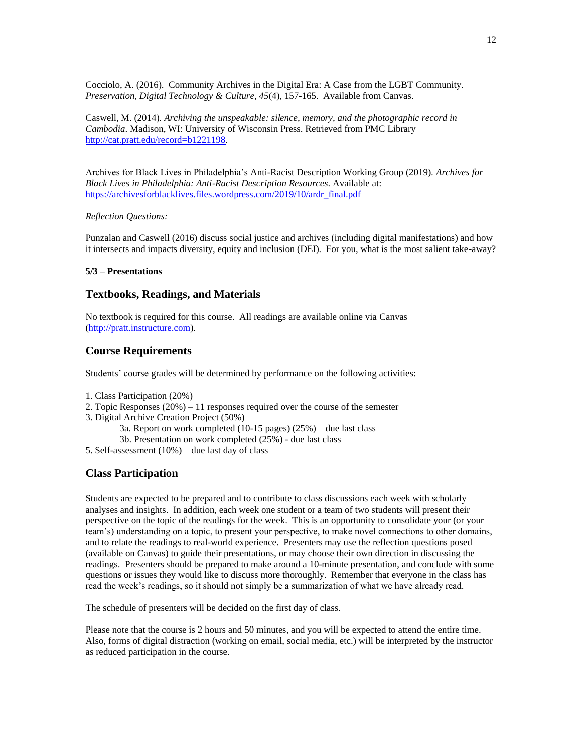Cocciolo, A. (2016). Community Archives in the Digital Era: A Case from the LGBT Community. *Preservation, Digital Technology & Culture, 45*(4), 157-165. Available from Canvas.

Caswell, M. (2014). *Archiving the unspeakable: silence, memory, and the photographic record in Cambodia*. Madison, WI: University of Wisconsin Press. Retrieved from PMC Library http://cat.pratt.edu/record=b1221198.

Archives for Black Lives in Philadelphia's Anti-Racist Description Working Group (2019). *Archives for Black Lives in Philadelphia: Anti-Racist Description Resources*. Available at: https://archivesforblacklives.files.wordpress.com/2019/10/ardr_final.pdf

*Reflection Questions:*

Punzalan and Caswell (2016) discuss social justice and archives (including digital manifestations) and how it intersects and impacts diversity, equity and inclusion (DEI). For you, what is the most salient take-away?

**5/3 – Presentations**

## Textbooks, Readings, and Materials

No textbook is required for this course. All readings are available online via Canvas (http://pratt.instructure.com).

## Course Requirements

Students' course grades will be determined by performance on the following activities:

1. Class Participation (20%)
2. Topic Responses (20%) – 11 responses required over the course of the semester
3. Digital Archive Creation Project (50%)
   - 3a. Report on work completed (10-15 pages) (25%) – due last class
   - 3b. Presentation on work completed (25%) - due last class
5. Self-assessment (10%) – due last day of class

## Class Participation

Students are expected to be prepared and to contribute to class discussions each week with scholarly analyses and insights. In addition, each week one student or a team of two students will present their perspective on the topic of the readings for the week. This is an opportunity to consolidate your (or your team's) understanding on a topic, to present your perspective, to make novel connections to other domains, and to relate the readings to real-world experience. Presenters may use the reflection questions posed (available on Canvas) to guide their presentations, or may choose their own direction in discussing the readings. Presenters should be prepared to make around a 10-minute presentation, and conclude with some questions or issues they would like to discuss more thoroughly. Remember that everyone in the class has read the week's readings, so it should not simply be a summarization of what we have already read.

The schedule of presenters will be decided on the first day of class.

Please note that the course is 2 hours and 50 minutes, and you will be expected to attend the entire time. Also, forms of digital distraction (working on email, social media, etc.) will be interpreted by the instructor as reduced participation in the course.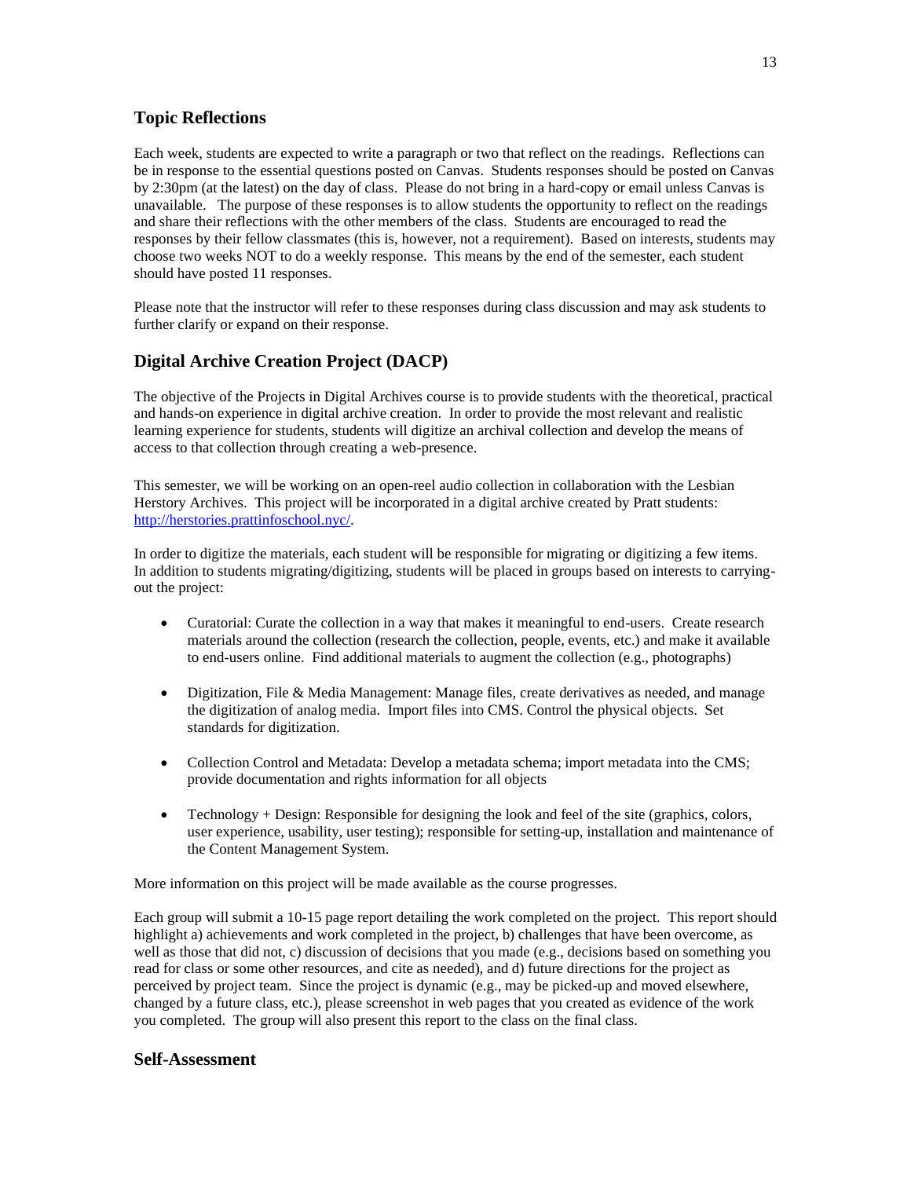## Topic Reflections

Each week, students are expected to write a paragraph or two that reflect on the readings. Reflections can be in response to the essential questions posted on Canvas. Students responses should be posted on Canvas by 2:30pm (at the latest) on the day of class. Please do not bring in a hard-copy or email unless Canvas is unavailable. The purpose of these responses is to allow students the opportunity to reflect on the readings and share their reflections with the other members of the class. Students are encouraged to read the responses by their fellow classmates (this is, however, not a requirement). Based on interests, students may choose two weeks NOT to do a weekly response. This means by the end of the semester, each student should have posted 11 responses.

Please note that the instructor will refer to these responses during class discussion and may ask students to further clarify or expand on their response.

## Digital Archive Creation Project (DACP)

The objective of the Projects in Digital Archives course is to provide students with the theoretical, practical and hands-on experience in digital archive creation. In order to provide the most relevant and realistic learning experience for students, students will digitize an archival collection and develop the means of access to that collection through creating a web-presence.

This semester, we will be working on an open-reel audio collection in collaboration with the Lesbian Herstory Archives. This project will be incorporated in a digital archive created by Pratt students: http://herstories.prattinfoschool.nyc/.

In order to digitize the materials, each student will be responsible for migrating or digitizing a few items. In addition to students migrating/digitizing, students will be placed in groups based on interests to carrying-out the project:

- Curatorial: Curate the collection in a way that makes it meaningful to end-users. Create research materials around the collection (research the collection, people, events, etc.) and make it available to end-users online. Find additional materials to augment the collection (e.g., photographs)

- Digitization, File & Media Management: Manage files, create derivatives as needed, and manage the digitization of analog media. Import files into CMS. Control the physical objects. Set standards for digitization.

- Collection Control and Metadata: Develop a metadata schema; import metadata into the CMS; provide documentation and rights information for all objects

- Technology + Design: Responsible for designing the look and feel of the site (graphics, colors, user experience, usability, user testing); responsible for setting-up, installation and maintenance of the Content Management System.

More information on this project will be made available as the course progresses.

Each group will submit a 10-15 page report detailing the work completed on the project. This report should highlight a) achievements and work completed in the project, b) challenges that have been overcome, as well as those that did not, c) discussion of decisions that you made (e.g., decisions based on something you read for class or some other resources, and cite as needed), and d) future directions for the project as perceived by project team. Since the project is dynamic (e.g., may be picked-up and moved elsewhere, changed by a future class, etc.), please screenshot in web pages that you created as evidence of the work you completed. The group will also present this report to the class on the final class.

## Self-Assessment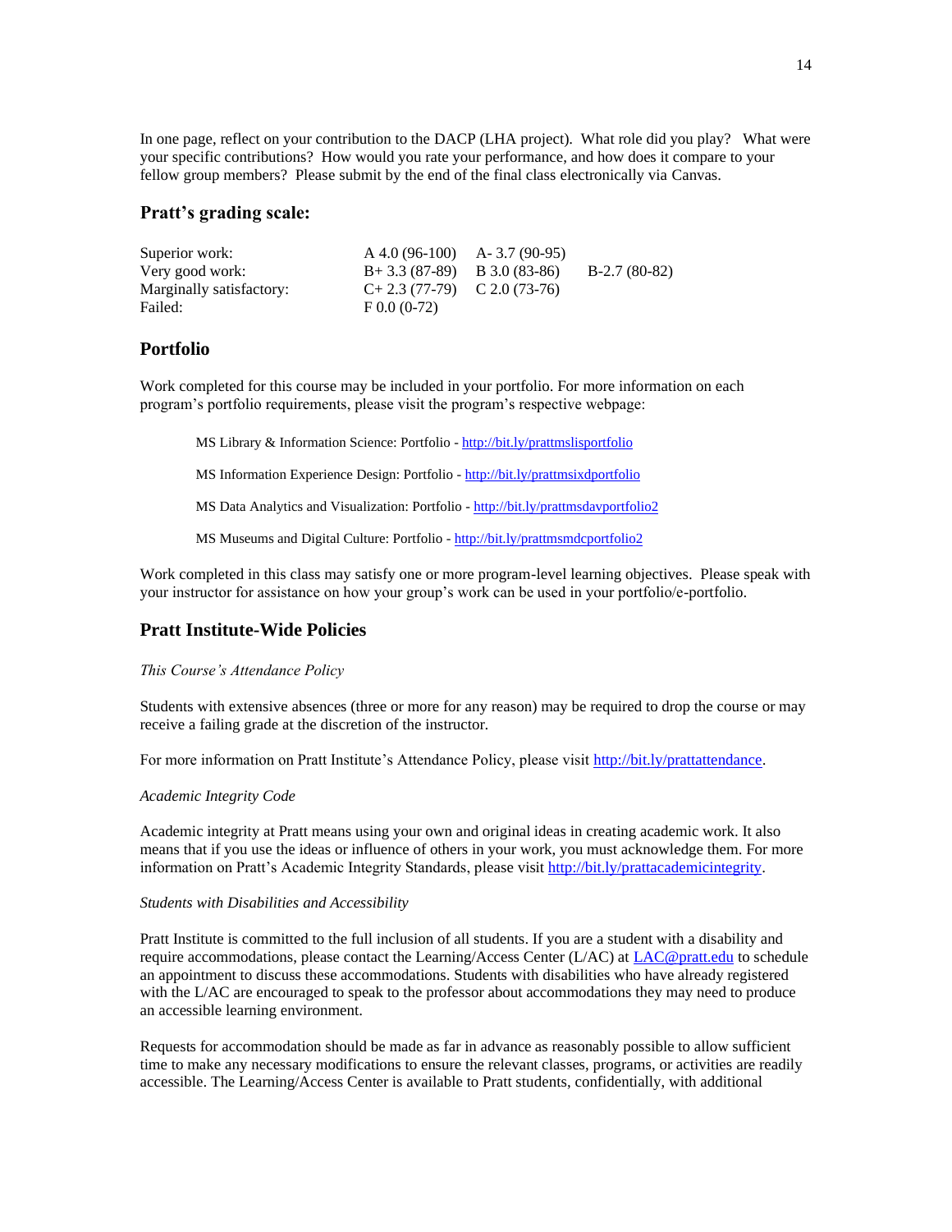In one page, reflect on your contribution to the DACP (LHA project). What role did you play? What were your specific contributions? How would you rate your performance, and how does it compare to your fellow group members? Please submit by the end of the final class electronically via Canvas.

## Pratt's grading scale:

| | | | |
|---|---|---|---|
| Superior work: | A 4.0 (96-100) | A- 3.7 (90-95) | |
| Very good work: | B+ 3.3 (87-89) | B 3.0 (83-86) | B-2.7 (80-82) |
| Marginally satisfactory: | C+ 2.3 (77-79) | C 2.0 (73-76) | |
| Failed: | F 0.0 (0-72) | | |

## Portfolio

Work completed for this course may be included in your portfolio. For more information on each program's portfolio requirements, please visit the program's respective webpage:

MS Library & Information Science: Portfolio - http://bit.ly/prattmslisportfolio

MS Information Experience Design: Portfolio - http://bit.ly/prattmsixdportfolio

MS Data Analytics and Visualization: Portfolio - http://bit.ly/prattmsdavportfolio2

MS Museums and Digital Culture: Portfolio - http://bit.ly/prattmsmdcportfolio2

Work completed in this class may satisfy one or more program-level learning objectives. Please speak with your instructor for assistance on how your group's work can be used in your portfolio/e-portfolio.

## Pratt Institute-Wide Policies

*This Course's Attendance Policy*

Students with extensive absences (three or more for any reason) may be required to drop the course or may receive a failing grade at the discretion of the instructor.

For more information on Pratt Institute's Attendance Policy, please visit http://bit.ly/prattattendance.

*Academic Integrity Code*

Academic integrity at Pratt means using your own and original ideas in creating academic work. It also means that if you use the ideas or influence of others in your work, you must acknowledge them. For more information on Pratt's Academic Integrity Standards, please visit http://bit.ly/prattacademicintegrity.

*Students with Disabilities and Accessibility*

Pratt Institute is committed to the full inclusion of all students. If you are a student with a disability and require accommodations, please contact the Learning/Access Center (L/AC) at LAC@pratt.edu to schedule an appointment to discuss these accommodations. Students with disabilities who have already registered with the L/AC are encouraged to speak to the professor about accommodations they may need to produce an accessible learning environment.

Requests for accommodation should be made as far in advance as reasonably possible to allow sufficient time to make any necessary modifications to ensure the relevant classes, programs, or activities are readily accessible. The Learning/Access Center is available to Pratt students, confidentially, with additional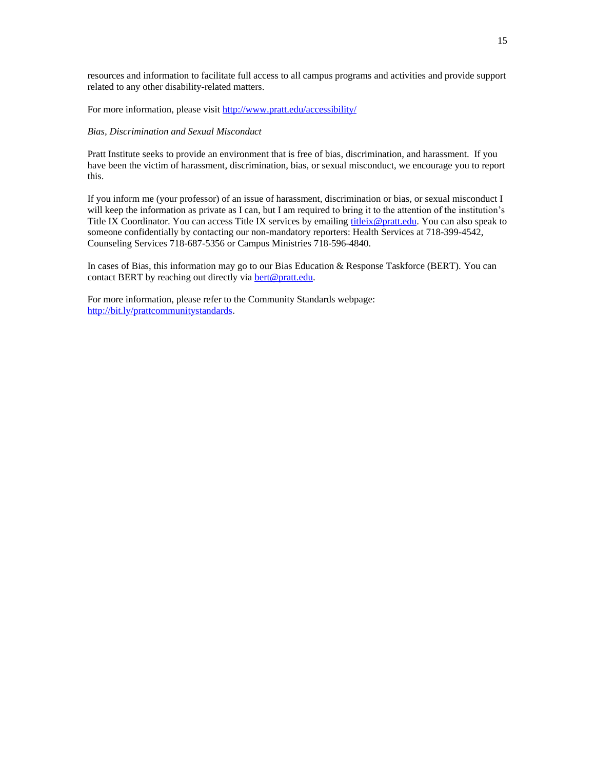resources and information to facilitate full access to all campus programs and activities and provide support related to any other disability-related matters.

For more information, please visit http://www.pratt.edu/accessibility/

*Bias, Discrimination and Sexual Misconduct*

Pratt Institute seeks to provide an environment that is free of bias, discrimination, and harassment. If you have been the victim of harassment, discrimination, bias, or sexual misconduct, we encourage you to report this.

If you inform me (your professor) of an issue of harassment, discrimination or bias, or sexual misconduct I will keep the information as private as I can, but I am required to bring it to the attention of the institution's Title IX Coordinator. You can access Title IX services by emailing titleix@pratt.edu. You can also speak to someone confidentially by contacting our non-mandatory reporters: Health Services at 718-399-4542, Counseling Services 718-687-5356 or Campus Ministries 718-596-4840.

In cases of Bias, this information may go to our Bias Education & Response Taskforce (BERT). You can contact BERT by reaching out directly via bert@pratt.edu.

For more information, please refer to the Community Standards webpage: http://bit.ly/prattcommunitystandards.